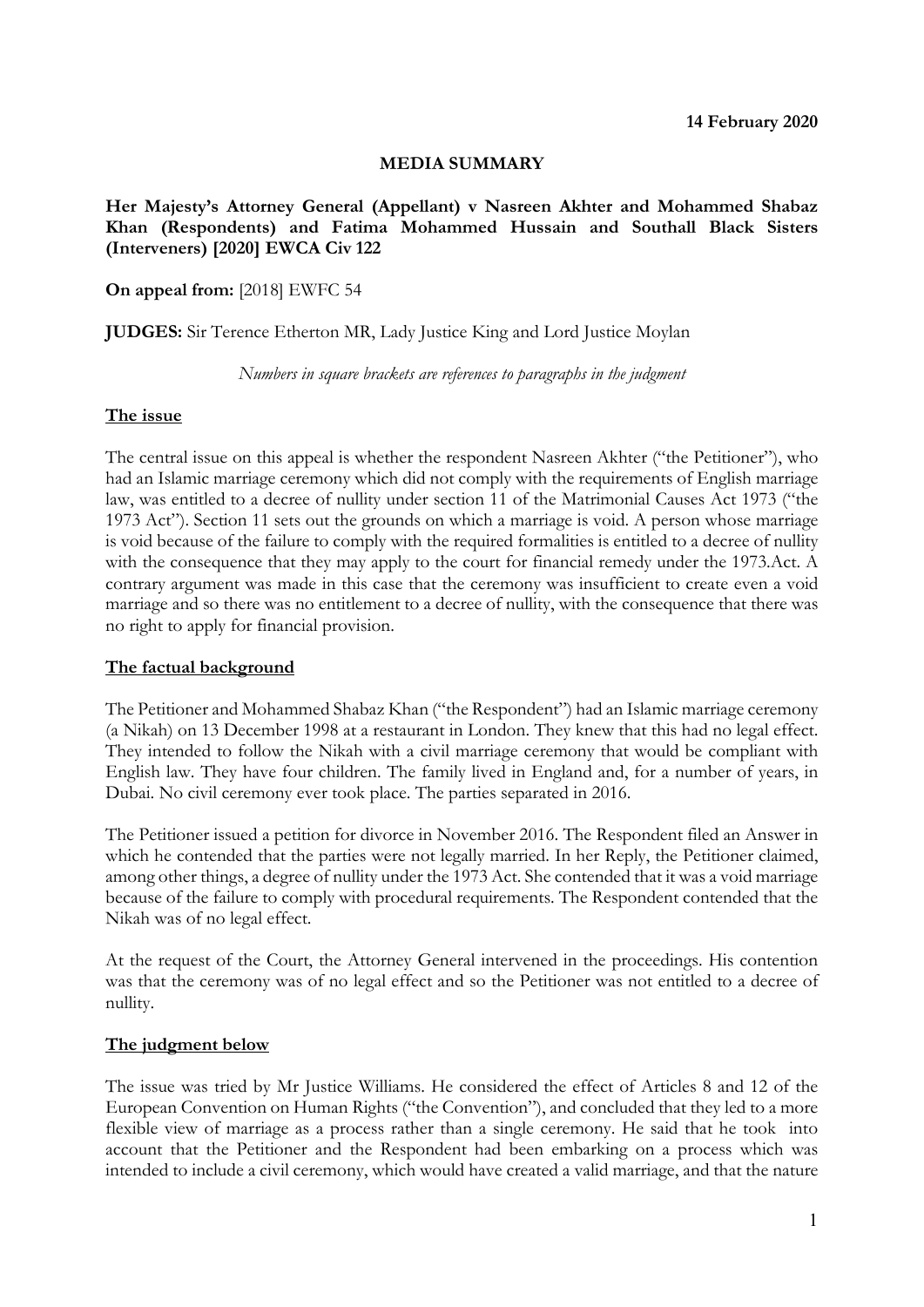**14 February 2020**

**MEDIA SUMMARY**

**Her Majesty's Attorney General (Appellant) v Nasreen Akhter and Mohammed Shabaz Khan (Respondents) and Fatima Mohammed Hussain and Southall Black Sisters (Interveners) [2020] EWCA Civ 122**

**On appeal from:** [2018] EWFC 54

**JUDGES:** Sir Terence Etherton MR, Lady Justice King and Lord Justice Moylan

*Numbers in square brackets are references to paragraphs in the judgment*

## The issue

The central issue on this appeal is whether the respondent Nasreen Akhter ("the Petitioner"), who had an Islamic marriage ceremony which did not comply with the requirements of English marriage law, was entitled to a decree of nullity under section 11 of the Matrimonial Causes Act 1973 ("the 1973 Act"). Section 11 sets out the grounds on which a marriage is void. A person whose marriage is void because of the failure to comply with the required formalities is entitled to a decree of nullity with the consequence that they may apply to the court for financial remedy under the 1973.Act. A contrary argument was made in this case that the ceremony was insufficient to create even a void marriage and so there was no entitlement to a decree of nullity, with the consequence that there was no right to apply for financial provision.

## The factual background

The Petitioner and Mohammed Shabaz Khan ("the Respondent") had an Islamic marriage ceremony (a Nikah) on 13 December 1998 at a restaurant in London. They knew that this had no legal effect. They intended to follow the Nikah with a civil marriage ceremony that would be compliant with English law. They have four children. The family lived in England and, for a number of years, in Dubai. No civil ceremony ever took place. The parties separated in 2016.

The Petitioner issued a petition for divorce in November 2016. The Respondent filed an Answer in which he contended that the parties were not legally married. In her Reply, the Petitioner claimed, among other things, a degree of nullity under the 1973 Act. She contended that it was a void marriage because of the failure to comply with procedural requirements. The Respondent contended that the Nikah was of no legal effect.

At the request of the Court, the Attorney General intervened in the proceedings. His contention was that the ceremony was of no legal effect and so the Petitioner was not entitled to a decree of nullity.

## The judgment below

The issue was tried by Mr Justice Williams. He considered the effect of Articles 8 and 12 of the European Convention on Human Rights ("the Convention"), and concluded that they led to a more flexible view of marriage as a process rather than a single ceremony. He said that he took into account that the Petitioner and the Respondent had been embarking on a process which was intended to include a civil ceremony, which would have created a valid marriage, and that the nature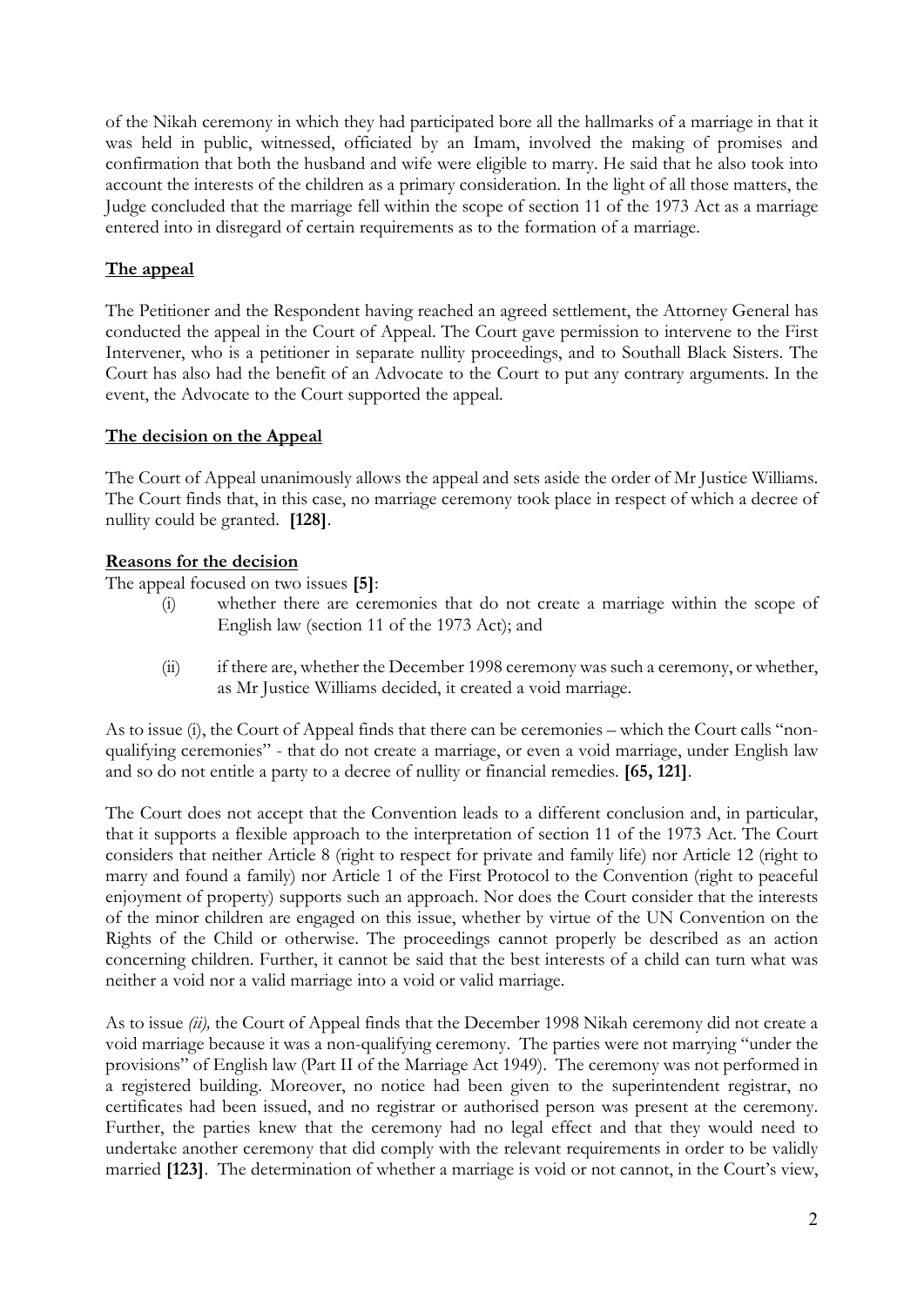of the Nikah ceremony in which they had participated bore all the hallmarks of a marriage in that it was held in public, witnessed, officiated by an Imam, involved the making of promises and confirmation that both the husband and wife were eligible to marry. He said that he also took into account the interests of the children as a primary consideration. In the light of all those matters, the Judge concluded that the marriage fell within the scope of section 11 of the 1973 Act as a marriage entered into in disregard of certain requirements as to the formation of a marriage.

## The appeal

The Petitioner and the Respondent having reached an agreed settlement, the Attorney General has conducted the appeal in the Court of Appeal. The Court gave permission to intervene to the First Intervener, who is a petitioner in separate nullity proceedings, and to Southall Black Sisters. The Court has also had the benefit of an Advocate to the Court to put any contrary arguments. In the event, the Advocate to the Court supported the appeal.

## The decision on the Appeal

The Court of Appeal unanimously allows the appeal and sets aside the order of Mr Justice Williams. The Court finds that, in this case, no marriage ceremony took place in respect of which a decree of nullity could be granted. **[128]**.

## Reasons for the decision

The appeal focused on two issues **[5]**:

(i) whether there are ceremonies that do not create a marriage within the scope of English law (section 11 of the 1973 Act); and

(ii) if there are, whether the December 1998 ceremony was such a ceremony, or whether, as Mr Justice Williams decided, it created a void marriage.

As to issue (i), the Court of Appeal finds that there can be ceremonies – which the Court calls "non-qualifying ceremonies" - that do not create a marriage, or even a void marriage, under English law and so do not entitle a party to a decree of nullity or financial remedies. **[65, 121]**.

The Court does not accept that the Convention leads to a different conclusion and, in particular, that it supports a flexible approach to the interpretation of section 11 of the 1973 Act. The Court considers that neither Article 8 (right to respect for private and family life) nor Article 12 (right to marry and found a family) nor Article 1 of the First Protocol to the Convention (right to peaceful enjoyment of property) supports such an approach. Nor does the Court consider that the interests of the minor children are engaged on this issue, whether by virtue of the UN Convention on the Rights of the Child or otherwise. The proceedings cannot properly be described as an action concerning children. Further, it cannot be said that the best interests of a child can turn what was neither a void nor a valid marriage into a void or valid marriage.

As to issue *(ii),* the Court of Appeal finds that the December 1998 Nikah ceremony did not create a void marriage because it was a non-qualifying ceremony. The parties were not marrying "under the provisions" of English law (Part II of the Marriage Act 1949). The ceremony was not performed in a registered building. Moreover, no notice had been given to the superintendent registrar, no certificates had been issued, and no registrar or authorised person was present at the ceremony. Further, the parties knew that the ceremony had no legal effect and that they would need to undertake another ceremony that did comply with the relevant requirements in order to be validly married **[123]**. The determination of whether a marriage is void or not cannot, in the Court's view,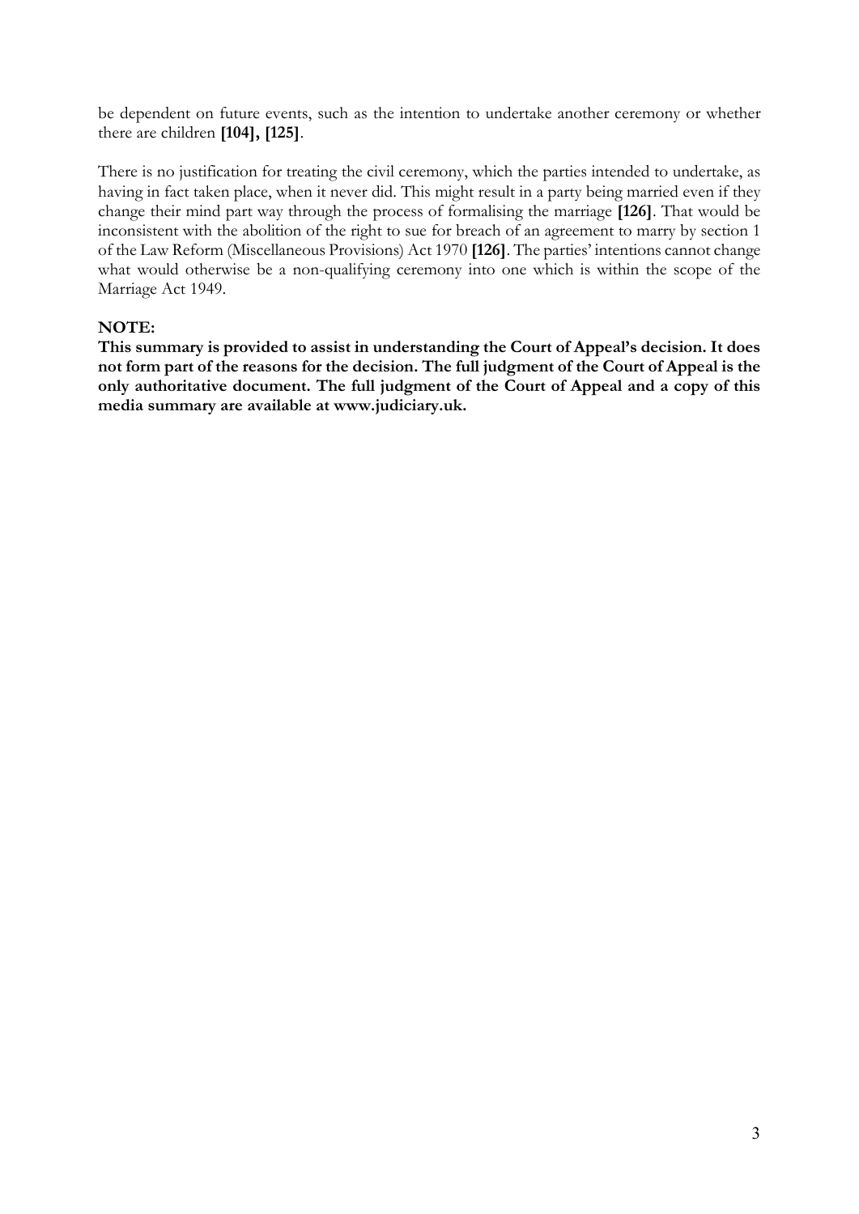be dependent on future events, such as the intention to undertake another ceremony or whether there are children **[104], [125]**.

There is no justification for treating the civil ceremony, which the parties intended to undertake, as having in fact taken place, when it never did. This might result in a party being married even if they change their mind part way through the process of formalising the marriage **[126]**. That would be inconsistent with the abolition of the right to sue for breach of an agreement to marry by section 1 of the Law Reform (Miscellaneous Provisions) Act 1970 **[126]**. The parties' intentions cannot change what would otherwise be a non-qualifying ceremony into one which is within the scope of the Marriage Act 1949.

**NOTE:**
**This summary is provided to assist in understanding the Court of Appeal's decision. It does not form part of the reasons for the decision. The full judgment of the Court of Appeal is the only authoritative document. The full judgment of the Court of Appeal and a copy of this media summary are available at www.judiciary.uk.**